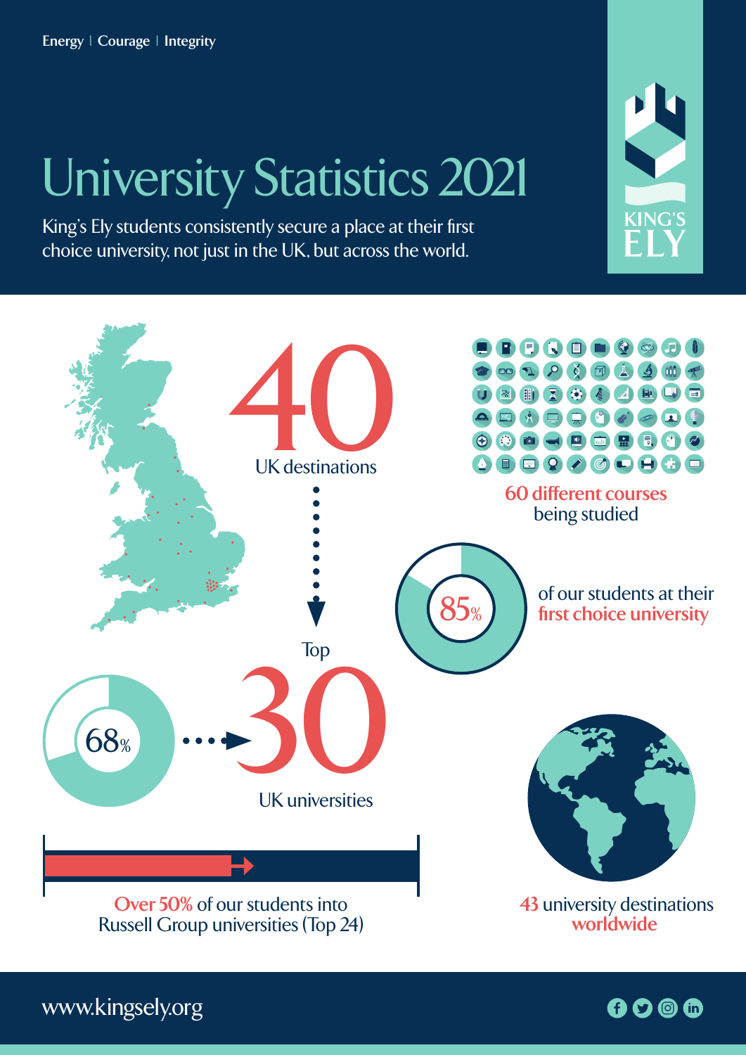Energy | Courage | Integrity

# University Statistics 2021

King's Ely students consistently secure a place at their first choice university, not just in the UK, but across the world.

KING'S ELY

**40** UK destinations

**60 different courses** being studied

**85%** of our students at their **first choice university**

**68%** → Top **30** UK universities

**Over 50%** of our students into Russell Group universities (Top 24)

**43** university destinations **worldwide**

www.kingsely.org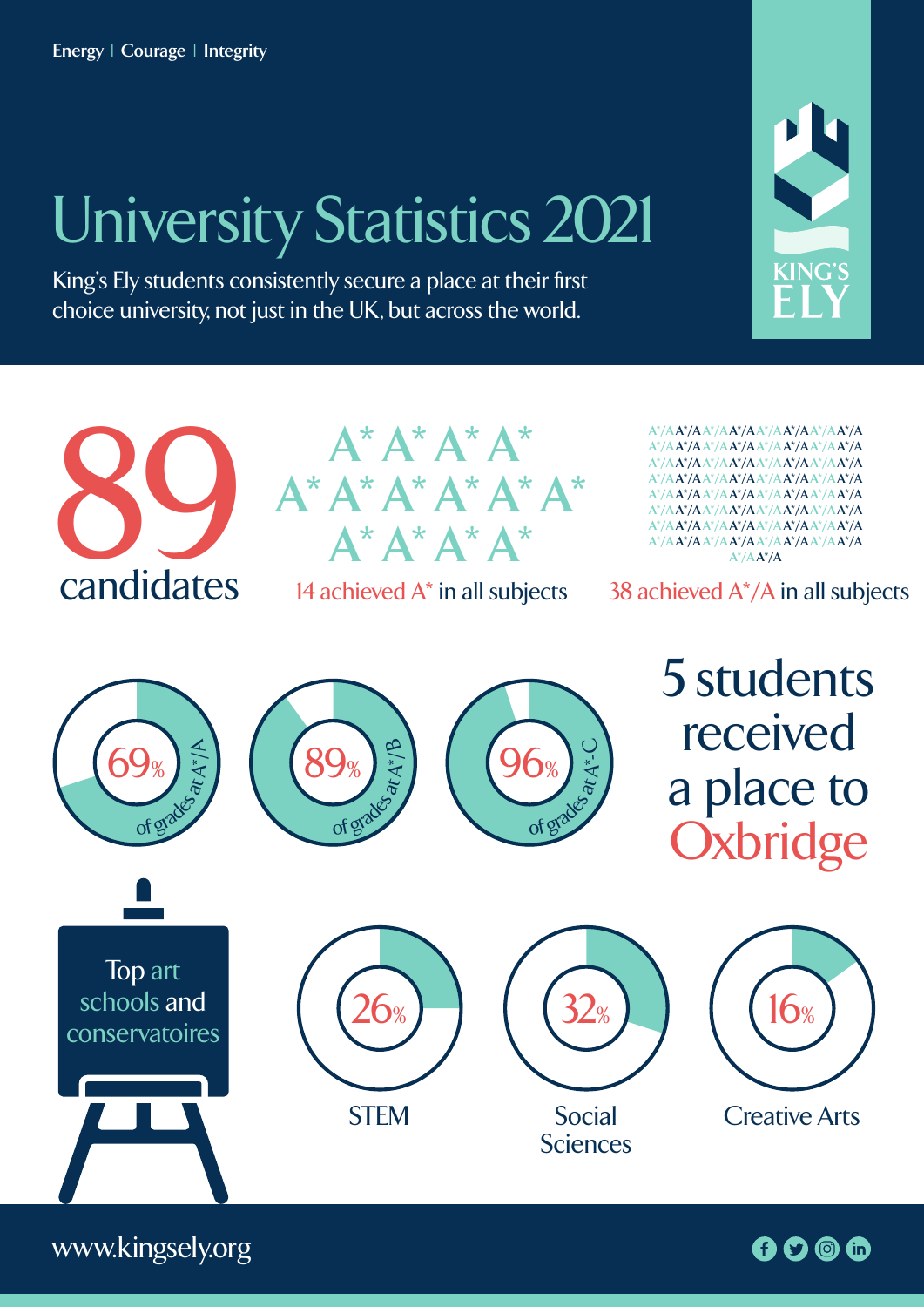Energy | Courage | Integrity

# University Statistics 2021

King's Ely students consistently secure a place at their first choice university, not just in the UK, but across the world.

KING'S ELY

**89** candidates

14 achieved A* in all subjects

38 achieved A*/A in all subjects

69% of grades at A*/A

89% of grades at A*/B

96% of grades at A*-C

5 students received a place to Oxbridge

Top art schools and conservatoires

26% STEM

32% Social Sciences

16% Creative Arts

www.kingsely.org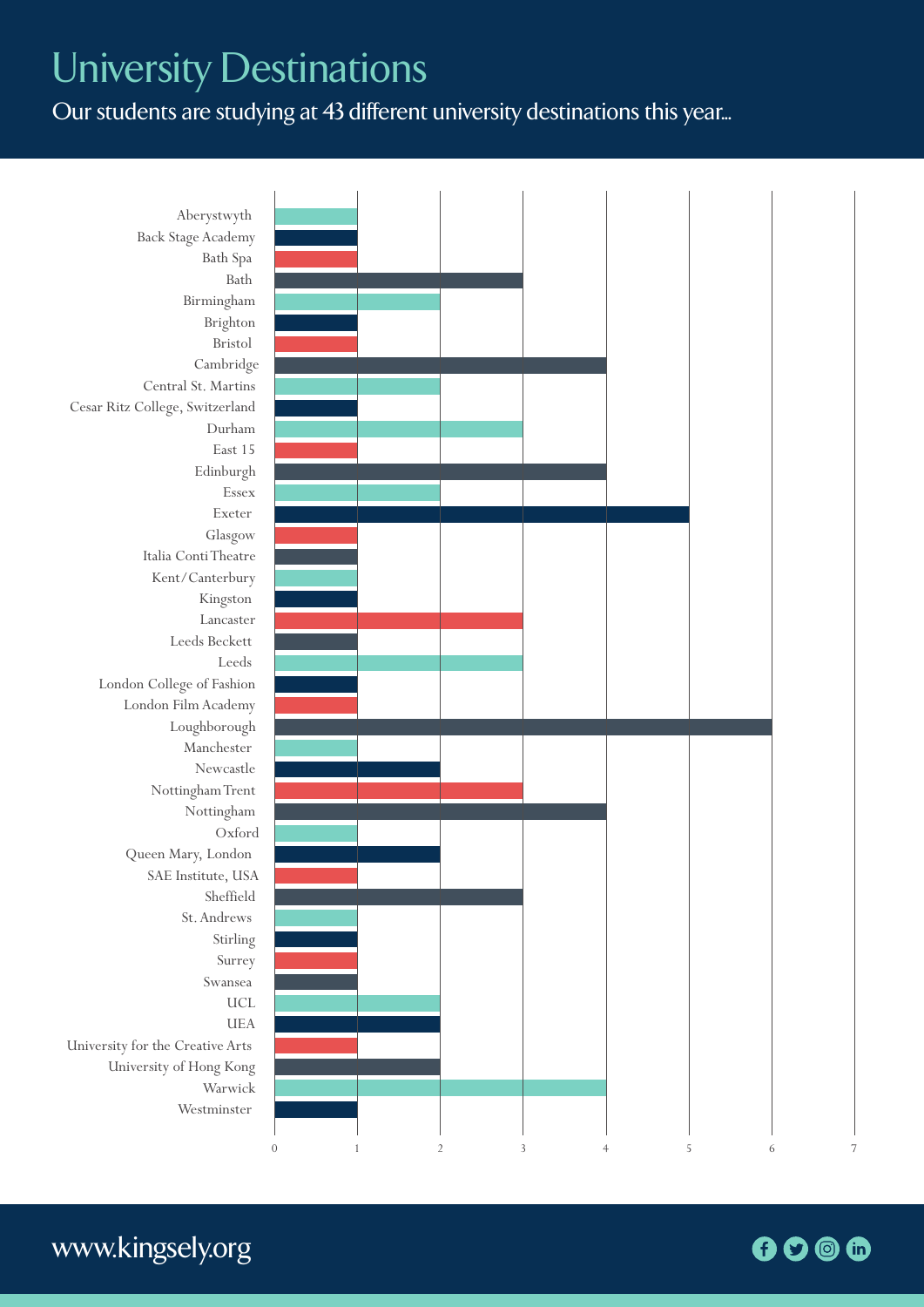# University Destinations

Our students are studying at 43 different university destinations this year...

Aberystwyth
Back Stage Academy
Bath Spa
Bath
Birmingham
Brighton
Bristol
Cambridge
Central St. Martins
Cesar Ritz College, Switzerland
Durham
East 15
Edinburgh
Essex
Exeter
Glasgow
Italia Conti Theatre
Kent/Canterbury
Kingston
Lancaster
Leeds Beckett
Leeds
London College of Fashion
London Film Academy
Loughborough
Manchester
Newcastle
Nottingham Trent
Nottingham
Oxford
Queen Mary, London
SAE Institute, USA
Sheffield
St. Andrews
Stirling
Surrey
Swansea
UCL
UEA
University for the Creative Arts
University of Hong Kong
Warwick
Westminster

0 1 2 3 4 5 6 7

www.kingsely.org